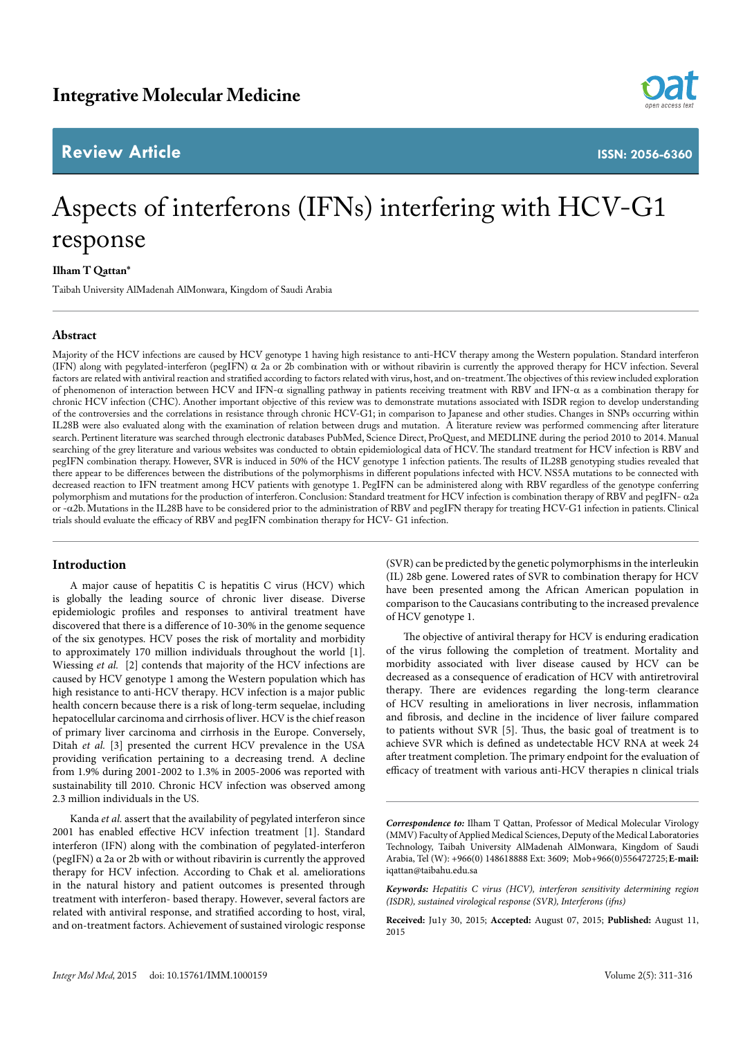Integrative Molecular Medicine

Review Article

ISSN: 2056-6360

# Aspects of interferons (IFNs) interfering with HCV-G1 response

**Ilham T Qattan***

Taibah University AlMadenah AlMonwara, Kingdom of Saudi Arabia

## Abstract

Majority of the HCV infections are caused by HCV genotype 1 having high resistance to anti-HCV therapy among the Western population. Standard interferon (IFN) along with pegylated-interferon (pegIFN) α 2a or 2b combination with or without ribavirin is currently the approved therapy for HCV infection. Several factors are related with antiviral reaction and stratified according to factors related with virus, host, and on-treatment. The objectives of this review included exploration of phenomenon of interaction between HCV and IFN-α signalling pathway in patients receiving treatment with RBV and IFN-α as a combination therapy for chronic HCV infection (CHC). Another important objective of this review was to demonstrate mutations associated with ISDR region to develop understanding of the controversies and the correlations in resistance through chronic HCV-G1; in comparison to Japanese and other studies. Changes in SNPs occurring within IL28B were also evaluated along with the examination of relation between drugs and mutation. A literature review was performed commencing after literature search. Pertinent literature was searched through electronic databases PubMed, Science Direct, ProQuest, and MEDLINE during the period 2010 to 2014. Manual searching of the grey literature and various websites was conducted to obtain epidemiological data of HCV. The standard treatment for HCV infection is RBV and pegIFN combination therapy. However, SVR is induced in 50% of the HCV genotype 1 infection patients. The results of IL28B genotyping studies revealed that there appear to be differences between the distributions of the polymorphisms in different populations infected with HCV. NS5A mutations to be connected with decreased reaction to IFN treatment among HCV patients with genotype 1. PegIFN can be administered along with RBV regardless of the genotype conferring polymorphism and mutations for the production of interferon. Conclusion: Standard treatment for HCV infection is combination therapy of RBV and pegIFN- α2a or -α2b. Mutations in the IL28B have to be considered prior to the administration of RBV and pegIFN therapy for treating HCV-G1 infection in patients. Clinical trials should evaluate the efficacy of RBV and pegIFN combination therapy for HCV- G1 infection.

## Introduction

A major cause of hepatitis C is hepatitis C virus (HCV) which is globally the leading source of chronic liver disease. Diverse epidemiologic profiles and responses to antiviral treatment have discovered that there is a difference of 10-30% in the genome sequence of the six genotypes. HCV poses the risk of mortality and morbidity to approximately 170 million individuals throughout the world [1]. Wiessing *et al.* [2] contends that majority of the HCV infections are caused by HCV genotype 1 among the Western population which has high resistance to anti-HCV therapy. HCV infection is a major public health concern because there is a risk of long-term sequelae, including hepatocellular carcinoma and cirrhosis of liver. HCV is the chief reason of primary liver carcinoma and cirrhosis in the Europe. Conversely, Ditah *et al.* [3] presented the current HCV prevalence in the USA providing verification pertaining to a decreasing trend. A decline from 1.9% during 2001-2002 to 1.3% in 2005-2006 was reported with sustainability till 2010. Chronic HCV infection was observed among 2.3 million individuals in the US.

Kanda *et al.* assert that the availability of pegylated interferon since 2001 has enabled effective HCV infection treatment [1]. Standard interferon (IFN) along with the combination of pegylated-interferon (pegIFN) α 2a or 2b with or without ribavirin is currently the approved therapy for HCV infection. According to Chak et al. ameliorations in the natural history and patient outcomes is presented through treatment with interferon- based therapy. However, several factors are related with antiviral response, and stratified according to host, viral, and on-treatment factors. Achievement of sustained virologic response (SVR) can be predicted by the genetic polymorphisms in the interleukin (IL) 28b gene. Lowered rates of SVR to combination therapy for HCV have been presented among the African American population in comparison to the Caucasians contributing to the increased prevalence of HCV genotype 1.

The objective of antiviral therapy for HCV is enduring eradication of the virus following the completion of treatment. Mortality and morbidity associated with liver disease caused by HCV can be decreased as a consequence of eradication of HCV with antiretroviral therapy. There are evidences regarding the long-term clearance of HCV resulting in ameliorations in liver necrosis, inflammation and fibrosis, and decline in the incidence of liver failure compared to patients without SVR [5]. Thus, the basic goal of treatment is to achieve SVR which is defined as undetectable HCV RNA at week 24 after treatment completion. The primary endpoint for the evaluation of efficacy of treatment with various anti-HCV therapies n clinical trials

---

***Correspondence to:*** Ilham T Qattan, Professor of Medical Molecular Virology (MMV) Faculty of Applied Medical Sciences, Deputy of the Medical Laboratories Technology, Taibah University AlMadenah AlMonwara, Kingdom of Saudi Arabia, Tel (W): +966(0) 148618888 Ext: 3609; Mob+966(0)556472725; **E-mail:** iqattan@taibahu.edu.sa

***Keywords:*** *Hepatitis C virus (HCV), interferon sensitivity determining region (ISDR), sustained virological response (SVR), Interferons (ifns)*

**Received:** Ju1y 30, 2015; **Accepted:** August 07, 2015; **Published:** August 11, 2015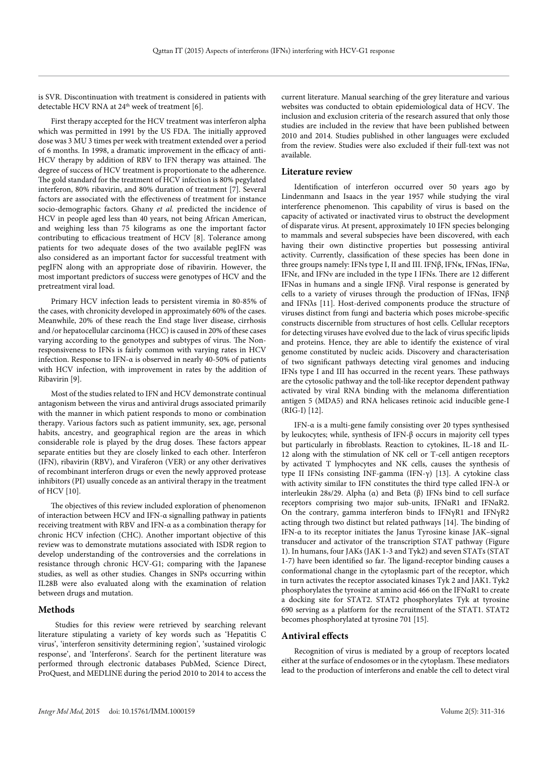is SVR. Discontinuation with treatment is considered in patients with detectable HCV RNA at 24th week of treatment [6].

First therapy accepted for the HCV treatment was interferon alpha which was permitted in 1991 by the US FDA. The initially approved dose was 3 MU 3 times per week with treatment extended over a period of 6 months. In 1998, a dramatic improvement in the efficacy of anti-HCV therapy by addition of RBV to IFN therapy was attained. The degree of success of HCV treatment is proportionate to the adherence. The gold standard for the treatment of HCV infection is 80% pegylated interferon, 80% ribavirin, and 80% duration of treatment [7]. Several factors are associated with the effectiveness of treatment for instance socio-demographic factors. Ghany *et al.* predicted the incidence of HCV in people aged less than 40 years, not being African American, and weighing less than 75 kilograms as one the important factor contributing to efficacious treatment of HCV [8]. Tolerance among patients for two adequate doses of the two available pegIFN was also considered as an important factor for successful treatment with pegIFN along with an appropriate dose of ribavirin. However, the most important predictors of success were genotypes of HCV and the pretreatment viral load.

Primary HCV infection leads to persistent viremia in 80-85% of the cases, with chronicity developed in approximately 60% of the cases. Meanwhile, 20% of these reach the End stage liver disease, cirrhosis and /or hepatocellular carcinoma (HCC) is caused in 20% of these cases varying according to the genotypes and subtypes of virus. The Non-responsiveness to IFNs is fairly common with varying rates in HCV infection. Response to IFN-α is observed in nearly 40-50% of patients with HCV infection, with improvement in rates by the addition of Ribavirin [9].

Most of the studies related to IFN and HCV demonstrate continual antagonism between the virus and antiviral drugs associated primarily with the manner in which patient responds to mono or combination therapy. Various factors such as patient immunity, sex, age, personal habits, ancestry, and geographical region are the areas in which considerable role is played by the drug doses. These factors appear separate entities but they are closely linked to each other. Interferon (IFN), ribavirin (RBV), and Viraferon (VER) or any other derivatives of recombinant interferon drugs or even the newly approved protease inhibitors (PI) usually concede as an antiviral therapy in the treatment of HCV [10].

The objectives of this review included exploration of phenomenon of interaction between HCV and IFN-α signalling pathway in patients receiving treatment with RBV and IFN-α as a combination therapy for chronic HCV infection (CHC). Another important objective of this review was to demonstrate mutations associated with ISDR region to develop understanding of the controversies and the correlations in resistance through chronic HCV-G1; comparing with the Japanese studies, as well as other studies. Changes in SNPs occurring within IL28B were also evaluated along with the examination of relation between drugs and mutation.

## Methods

Studies for this review were retrieved by searching relevant literature stipulating a variety of key words such as 'Hepatitis C virus', 'interferon sensitivity determining region', 'sustained virologic response', and 'Interferons'. Search for the pertinent literature was performed through electronic databases PubMed, Science Direct, ProQuest, and MEDLINE during the period 2010 to 2014 to access the current literature. Manual searching of the grey literature and various websites was conducted to obtain epidemiological data of HCV. The inclusion and exclusion criteria of the research assured that only those studies are included in the review that have been published between 2010 and 2014. Studies published in other languages were excluded from the review. Studies were also excluded if their full-text was not available.

## Literature review

Identification of interferon occurred over 50 years ago by Lindenmann and Isaacs in the year 1957 while studying the viral interference phenomenon. This capability of virus is based on the capacity of activated or inactivated virus to obstruct the development of disparate virus. At present, approximately 10 IFN species belonging to mammals and several subspecies have been discovered, with each having their own distinctive properties but possessing antiviral activity. Currently, classification of these species has been done in three groups namely: IFNs type I, II and III. IFNβ, IFNκ, IFNαs, IFNω, IFNε, and IFNν are included in the type I IFNs. There are 12 different IFNαs in humans and a single IFNβ. Viral response is generated by cells to a variety of viruses through the production of IFNαs, IFNβ and IFNλs [11]. Host-derived components produce the structure of viruses distinct from fungi and bacteria which poses microbe-specific constructs discernible from structures of host cells. Cellular receptors for detecting viruses have evolved due to the lack of virus specific lipids and proteins. Hence, they are able to identify the existence of viral genome constituted by nucleic acids. Discovery and characterisation of two significant pathways detecting viral genomes and inducing IFNs type I and III has occurred in the recent years. These pathways are the cytosolic pathway and the toll-like receptor dependent pathway activated by viral RNA binding with the melanoma differentiation antigen 5 (MDA5) and RNA helicases retinoic acid inducible gene-I (RIG-I) [12].

IFN-α is a multi-gene family consisting over 20 types synthesised by leukocytes; while, synthesis of IFN-β occurs in majority cell types but particularly in fibroblasts. Reaction to cytokines, IL-18 and IL-12 along with the stimulation of NK cell or T-cell antigen receptors by activated T lymphocytes and NK cells, causes the synthesis of type II IFNs consisting INF-gamma (IFN-γ) [13]. A cytokine class with activity similar to IFN constitutes the third type called IFN-λ or interleukin 28s/29. Alpha (α) and Beta (β) IFNs bind to cell surface receptors comprising two major sub-units, IFNαR1 and IFNαR2. On the contrary, gamma interferon binds to IFNγR1 and IFNγR2 acting through two distinct but related pathways [14]. The binding of IFN-α to its receptor initiates the Janus Tyrosine kinase JAK–signal transducer and activator of the transcription STAT pathway (Figure 1). In humans, four JAKs (JAK 1-3 and Tyk2) and seven STATs (STAT 1-7) have been identified so far. The ligand-receptor binding causes a conformational change in the cytoplasmic part of the receptor, which in turn activates the receptor associated kinases Tyk 2 and JAK1. Tyk2 phosphorylates the tyrosine at amino acid 466 on the IFNαR1 to create a docking site for STAT2. STAT2 phosphorylates Tyk at tyrosine 690 serving as a platform for the recruitment of the STAT1. STAT2 becomes phosphorylated at tyrosine 701 [15].

## Antiviral effects

Recognition of virus is mediated by a group of receptors located either at the surface of endosomes or in the cytoplasm. These mediators lead to the production of interferons and enable the cell to detect viral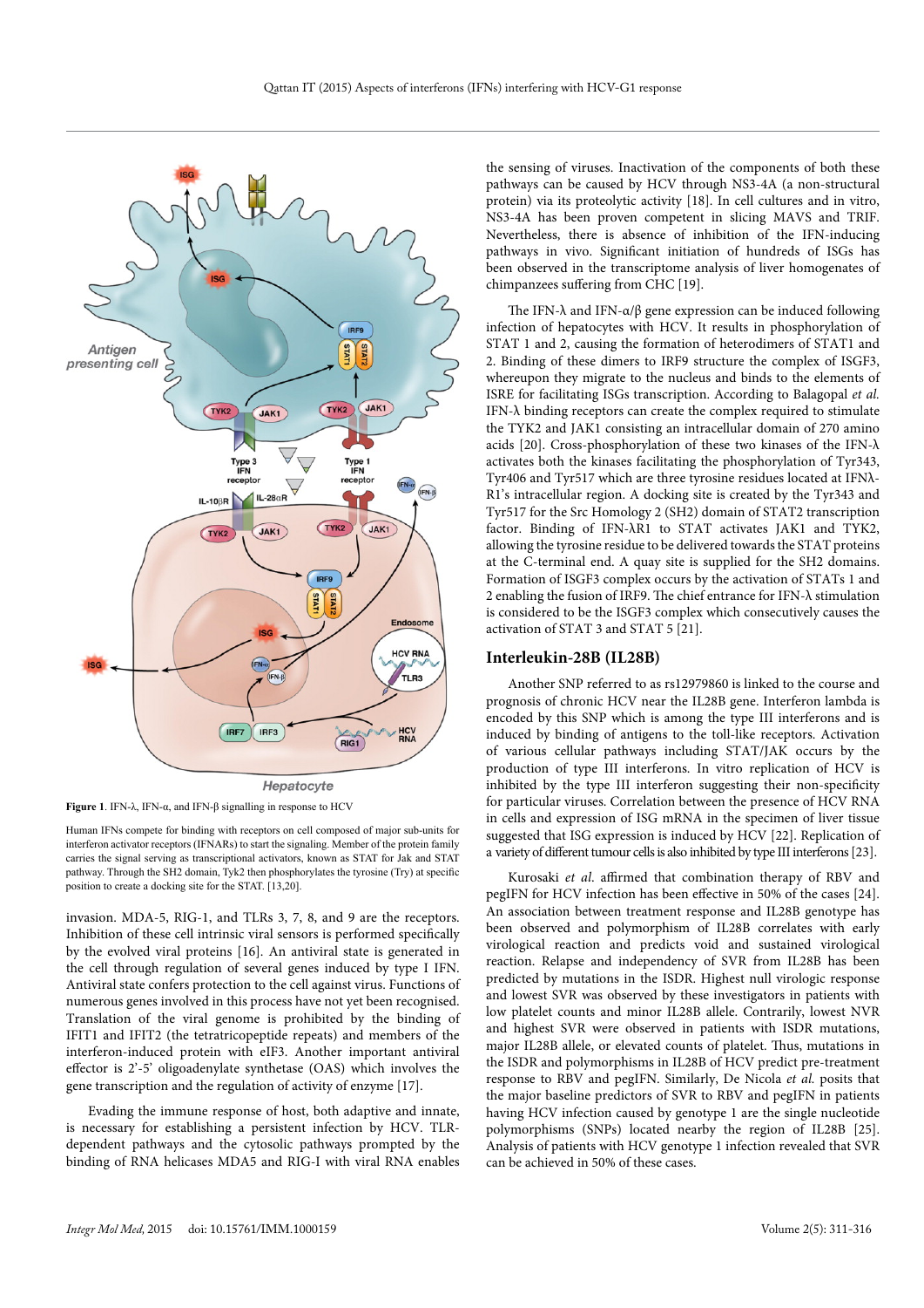**Figure 1**. IFN-λ, IFN-α, and IFN-β signalling in response to HCV

Human IFNs compete for binding with receptors on cell composed of major sub-units for interferon activator receptors (IFNARs) to start the signaling. Member of the protein family carries the signal serving as transcriptional activators, known as STAT for Jak and STAT pathway. Through the SH2 domain, Tyk2 then phosphorylates the tyrosine (Try) at specific position to create a docking site for the STAT. [13,20].

invasion. MDA-5, RIG-1, and TLRs 3, 7, 8, and 9 are the receptors. Inhibition of these cell intrinsic viral sensors is performed specifically by the evolved viral proteins [16]. An antiviral state is generated in the cell through regulation of several genes induced by type I IFN. Antiviral state confers protection to the cell against virus. Functions of numerous genes involved in this process have not yet been recognised. Translation of the viral genome is prohibited by the binding of IFIT1 and IFIT2 (the tetratricopeptide repeats) and members of the interferon-induced protein with eIF3. Another important antiviral effector is 2'-5' oligoadenylate synthetase (OAS) which involves the gene transcription and the regulation of activity of enzyme [17].

Evading the immune response of host, both adaptive and innate, is necessary for establishing a persistent infection by HCV. TLR-dependent pathways and the cytosolic pathways prompted by the binding of RNA helicases MDA5 and RIG-I with viral RNA enables the sensing of viruses. Inactivation of the components of both these pathways can be caused by HCV through NS3-4A (a non-structural protein) via its proteolytic activity [18]. In cell cultures and in vitro, NS3-4A has been proven competent in slicing MAVS and TRIF. Nevertheless, there is absence of inhibition of the IFN-inducing pathways in vivo. Significant initiation of hundreds of ISGs has been observed in the transcriptome analysis of liver homogenates of chimpanzees suffering from CHC [19].

The IFN-λ and IFN-α/β gene expression can be induced following infection of hepatocytes with HCV. It results in phosphorylation of STAT 1 and 2, causing the formation of heterodimers of STAT1 and 2. Binding of these dimers to IRF9 structure the complex of ISGF3, whereupon they migrate to the nucleus and binds to the elements of ISRE for facilitating ISGs transcription. According to Balagopal *et al.* IFN-λ binding receptors can create the complex required to stimulate the TYK2 and JAK1 consisting an intracellular domain of 270 amino acids [20]. Cross-phosphorylation of these two kinases of the IFN-λ activates both the kinases facilitating the phosphorylation of Tyr343, Tyr406 and Tyr517 which are three tyrosine residues located at IFNλ-R1's intracellular region. A docking site is created by the Tyr343 and Tyr517 for the Src Homology 2 (SH2) domain of STAT2 transcription factor. Binding of IFN-λR1 to STAT activates JAK1 and TYK2, allowing the tyrosine residue to be delivered towards the STAT proteins at the C-terminal end. A quay site is supplied for the SH2 domains. Formation of ISGF3 complex occurs by the activation of STATs 1 and 2 enabling the fusion of IRF9. The chief entrance for IFN-λ stimulation is considered to be the ISGF3 complex which consecutively causes the activation of STAT 3 and STAT 5 [21].

## Interleukin-28B (IL28B)

Another SNP referred to as rs12979860 is linked to the course and prognosis of chronic HCV near the IL28B gene. Interferon lambda is encoded by this SNP which is among the type III interferons and is induced by binding of antigens to the toll-like receptors. Activation of various cellular pathways including STAT/JAK occurs by the production of type III interferons. In vitro replication of HCV is inhibited by the type III interferon suggesting their non-specificity for particular viruses. Correlation between the presence of HCV RNA in cells and expression of ISG mRNA in the specimen of liver tissue suggested that ISG expression is induced by HCV [22]. Replication of a variety of different tumour cells is also inhibited by type III interferons [23].

Kurosaki *et al.* affirmed that combination therapy of RBV and pegIFN for HCV infection has been effective in 50% of the cases [24]. An association between treatment response and IL28B genotype has been observed and polymorphism of IL28B correlates with early virological reaction and predicts void and sustained virological reaction. Relapse and independency of SVR from IL28B has been predicted by mutations in the ISDR. Highest null virologic response and lowest SVR was observed by these investigators in patients with low platelet counts and minor IL28B allele. Contrarily, lowest NVR and highest SVR were observed in patients with ISDR mutations, major IL28B allele, or elevated counts of platelet. Thus, mutations in the ISDR and polymorphisms in IL28B of HCV predict pre-treatment response to RBV and pegIFN. Similarly, De Nicola *et al.* posits that the major baseline predictors of SVR to RBV and pegIFN in patients having HCV infection caused by genotype 1 are the single nucleotide polymorphisms (SNPs) located nearby the region of IL28B [25]. Analysis of patients with HCV genotype 1 infection revealed that SVR can be achieved in 50% of these cases.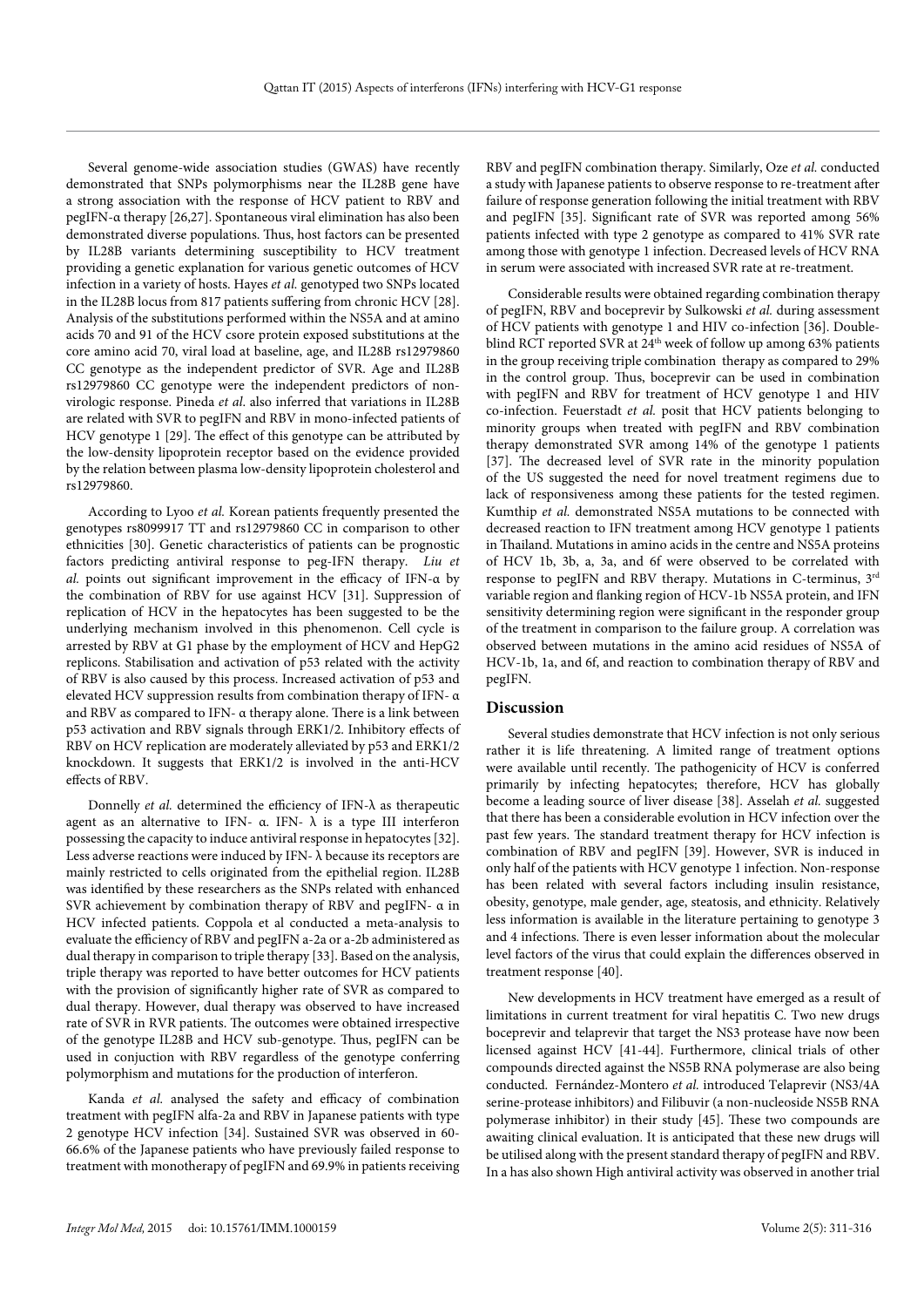Several genome-wide association studies (GWAS) have recently demonstrated that SNPs polymorphisms near the IL28B gene have a strong association with the response of HCV patient to RBV and pegIFN-α therapy [26,27]. Spontaneous viral elimination has also been demonstrated diverse populations. Thus, host factors can be presented by IL28B variants determining susceptibility to HCV treatment providing a genetic explanation for various genetic outcomes of HCV infection in a variety of hosts. Hayes *et al.* genotyped two SNPs located in the IL28B locus from 817 patients suffering from chronic HCV [28]. Analysis of the substitutions performed within the NS5A and at amino acids 70 and 91 of the HCV csore protein exposed substitutions at the core amino acid 70, viral load at baseline, age, and IL28B rs12979860 CC genotype as the independent predictor of SVR. Age and IL28B rs12979860 CC genotype were the independent predictors of non-virologic response. Pineda *et al*. also inferred that variations in IL28B are related with SVR to pegIFN and RBV in mono-infected patients of HCV genotype 1 [29]. The effect of this genotype can be attributed by the low-density lipoprotein receptor based on the evidence provided by the relation between plasma low-density lipoprotein cholesterol and rs12979860.

According to Lyoo *et al.* Korean patients frequently presented the genotypes rs8099917 TT and rs12979860 CC in comparison to other ethnicities [30]. Genetic characteristics of patients can be prognostic factors predicting antiviral response to peg-IFN therapy. *Liu et al.* points out significant improvement in the efficacy of IFN-α by the combination of RBV for use against HCV [31]. Suppression of replication of HCV in the hepatocytes has been suggested to be the underlying mechanism involved in this phenomenon. Cell cycle is arrested by RBV at G1 phase by the employment of HCV and HepG2 replicons. Stabilisation and activation of p53 related with the activity of RBV is also caused by this process. Increased activation of p53 and elevated HCV suppression results from combination therapy of IFN- α and RBV as compared to IFN- α therapy alone. There is a link between p53 activation and RBV signals through ERK1/2. Inhibitory effects of RBV on HCV replication are moderately alleviated by p53 and ERK1/2 knockdown. It suggests that ERK1/2 is involved in the anti-HCV effects of RBV.

Donnelly *et al.* determined the efficiency of IFN-λ as therapeutic agent as an alternative to IFN- α. IFN- λ is a type III interferon possessing the capacity to induce antiviral response in hepatocytes [32]. Less adverse reactions were induced by IFN- λ because its receptors are mainly restricted to cells originated from the epithelial region. IL28B was identified by these researchers as the SNPs related with enhanced SVR achievement by combination therapy of RBV and pegIFN- α in HCV infected patients. Coppola et al conducted a meta-analysis to evaluate the efficiency of RBV and pegIFN a-2a or a-2b administered as dual therapy in comparison to triple therapy [33]. Based on the analysis, triple therapy was reported to have better outcomes for HCV patients with the provision of significantly higher rate of SVR as compared to dual therapy. However, dual therapy was observed to have increased rate of SVR in RVR patients. The outcomes were obtained irrespective of the genotype IL28B and HCV sub-genotype. Thus, pegIFN can be used in conjuction with RBV regardless of the genotype conferring polymorphism and mutations for the production of interferon.

Kanda *et al.* analysed the safety and efficacy of combination treatment with pegIFN alfa-2a and RBV in Japanese patients with type 2 genotype HCV infection [34]. Sustained SVR was observed in 60-66.6% of the Japanese patients who have previously failed response to treatment with monotherapy of pegIFN and 69.9% in patients receiving RBV and pegIFN combination therapy. Similarly, Oze *et al.* conducted a study with Japanese patients to observe response to re-treatment after failure of response generation following the initial treatment with RBV and pegIFN [35]. Significant rate of SVR was reported among 56% patients infected with type 2 genotype as compared to 41% SVR rate among those with genotype 1 infection. Decreased levels of HCV RNA in serum were associated with increased SVR rate at re-treatment.

Considerable results were obtained regarding combination therapy of pegIFN, RBV and boceprevir by Sulkowski *et al.* during assessment of HCV patients with genotype 1 and HIV co-infection [36]. Double-blind RCT reported SVR at 24th week of follow up among 63% patients in the group receiving triple combination therapy as compared to 29% in the control group. Thus, boceprevir can be used in combination with pegIFN and RBV for treatment of HCV genotype 1 and HIV co-infection. Feuerstadt *et al.* posit that HCV patients belonging to minority groups when treated with pegIFN and RBV combination therapy demonstrated SVR among 14% of the genotype 1 patients [37]. The decreased level of SVR rate in the minority population of the US suggested the need for novel treatment regimens due to lack of responsiveness among these patients for the tested regimen. Kumthip *et al.* demonstrated NS5A mutations to be connected with decreased reaction to IFN treatment among HCV genotype 1 patients in Thailand. Mutations in amino acids in the centre and NS5A proteins of HCV 1b, 3b, a, 3a, and 6f were observed to be correlated with response to pegIFN and RBV therapy. Mutations in C-terminus, 3rd variable region and flanking region of HCV-1b NS5A protein, and IFN sensitivity determining region were significant in the responder group of the treatment in comparison to the failure group. A correlation was observed between mutations in the amino acid residues of NS5A of HCV-1b, 1a, and 6f, and reaction to combination therapy of RBV and pegIFN.

## Discussion

Several studies demonstrate that HCV infection is not only serious rather it is life threatening. A limited range of treatment options were available until recently. The pathogenicity of HCV is conferred primarily by infecting hepatocytes; therefore, HCV has globally become a leading source of liver disease [38]. Asselah *et al.* suggested that there has been a considerable evolution in HCV infection over the past few years. The standard treatment therapy for HCV infection is combination of RBV and pegIFN [39]. However, SVR is induced in only half of the patients with HCV genotype 1 infection. Non-response has been related with several factors including insulin resistance, obesity, genotype, male gender, age, steatosis, and ethnicity. Relatively less information is available in the literature pertaining to genotype 3 and 4 infections. There is even lesser information about the molecular level factors of the virus that could explain the differences observed in treatment response [40].

New developments in HCV treatment have emerged as a result of limitations in current treatment for viral hepatitis C. Two new drugs boceprevir and telaprevir that target the NS3 protease have now been licensed against HCV [41-44]. Furthermore, clinical trials of other compounds directed against the NS5B RNA polymerase are also being conducted. Fernández-Montero *et al.* introduced Telaprevir (NS3/4A serine-protease inhibitors) and Filibuvir (a non-nucleoside NS5B RNA polymerase inhibitor) in their study [45]. These two compounds are awaiting clinical evaluation. It is anticipated that these new drugs will be utilised along with the present standard therapy of pegIFN and RBV. In a has also shown High antiviral activity was observed in another trial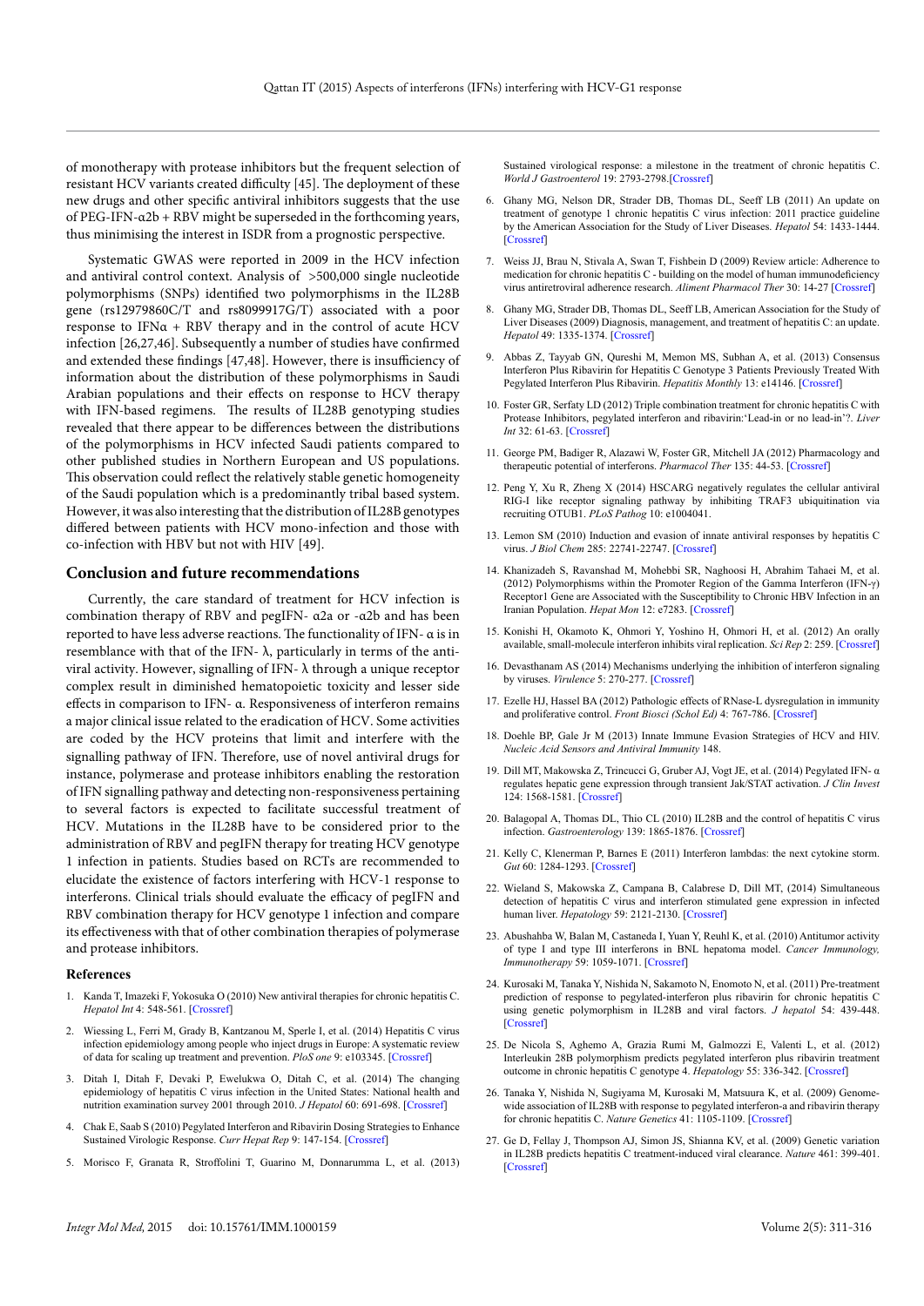of monotherapy with protease inhibitors but the frequent selection of resistant HCV variants created difficulty [45]. The deployment of these new drugs and other specific antiviral inhibitors suggests that the use of PEG-IFN-α2b + RBV might be superseded in the forthcoming years, thus minimising the interest in ISDR from a prognostic perspective.

Systematic GWAS were reported in 2009 in the HCV infection and antiviral control context. Analysis of >500,000 single nucleotide polymorphisms (SNPs) identified two polymorphisms in the IL28B gene (rs12979860C/T and rs8099917G/T) associated with a poor response to IFNα + RBV therapy and in the control of acute HCV infection [26,27,46]. Subsequently a number of studies have confirmed and extended these findings [47,48]. However, there is insufficiency of information about the distribution of these polymorphisms in Saudi Arabian populations and their effects on response to HCV therapy with IFN-based regimens. The results of IL28B genotyping studies revealed that there appear to be differences between the distributions of the polymorphisms in HCV infected Saudi patients compared to other published studies in Northern European and US populations. This observation could reflect the relatively stable genetic homogeneity of the Saudi population which is a predominantly tribal based system. However, it was also interesting that the distribution of IL28B genotypes differed between patients with HCV mono-infection and those with co-infection with HBV but not with HIV [49].

## Conclusion and future recommendations

Currently, the care standard of treatment for HCV infection is combination therapy of RBV and pegIFN- α2a or -α2b and has been reported to have less adverse reactions. The functionality of IFN- α is in resemblance with that of the IFN- λ, particularly in terms of the anti-viral activity. However, signalling of IFN- λ through a unique receptor complex result in diminished hematopoietic toxicity and lesser side effects in comparison to IFN- α. Responsiveness of interferon remains a major clinical issue related to the eradication of HCV. Some activities are coded by the HCV proteins that limit and interfere with the signalling pathway of IFN. Therefore, use of novel antiviral drugs for instance, polymerase and protease inhibitors enabling the restoration of IFN signalling pathway and detecting non-responsiveness pertaining to several factors is expected to facilitate successful treatment of HCV. Mutations in the IL28B have to be considered prior to the administration of RBV and pegIFN therapy for treating HCV genotype 1 infection in patients. Studies based on RCTs are recommended to elucidate the existence of factors interfering with HCV-1 response to interferons. Clinical trials should evaluate the efficacy of pegIFN and RBV combination therapy for HCV genotype 1 infection and compare its effectiveness with that of other combination therapies of polymerase and protease inhibitors.

### References

1. Kanda T, Imazeki F, Yokosuka O (2010) New antiviral therapies for chronic hepatitis C. *Hepatol Int* 4: 548-561. [Crossref]
2. Wiessing L, Ferri M, Grady B, Kantzanou M, Sperle I, et al. (2014) Hepatitis C virus infection epidemiology among people who inject drugs in Europe: A systematic review of data for scaling up treatment and prevention. *PloS one* 9: e103345. [Crossref]
3. Ditah I, Ditah F, Devaki P, Ewelukwa O, Ditah C, et al. (2014) The changing epidemiology of hepatitis C virus infection in the United States: National health and nutrition examination survey 2001 through 2010. *J Hepatol* 60: 691-698. [Crossref]
4. Chak E, Saab S (2010) Pegylated Interferon and Ribavirin Dosing Strategies to Enhance Sustained Virologic Response. *Curr Hepat Rep* 9: 147-154. [Crossref]
5. Morisco F, Granata R, Stroffolini T, Guarino M, Donnarumma L, et al. (2013) Sustained virological response: a milestone in the treatment of chronic hepatitis C. *World J Gastroenterol* 19: 2793-2798.[Crossref]
6. Ghany MG, Nelson DR, Strader DB, Thomas DL, Seeff LB (2011) An update on treatment of genotype 1 chronic hepatitis C virus infection: 2011 practice guideline by the American Association for the Study of Liver Diseases. *Hepatol* 54: 1433-1444. [Crossref]
7. Weiss JJ, Brau N, Stivala A, Swan T, Fishbein D (2009) Review article: Adherence to medication for chronic hepatitis C - building on the model of human immunodeficiency virus antiretroviral adherence research. *Aliment Pharmacol Ther* 30: 14-27 [Crossref]
8. Ghany MG, Strader DB, Thomas DL, Seeff LB, American Association for the Study of Liver Diseases (2009) Diagnosis, management, and treatment of hepatitis C: an update. *Hepatol* 49: 1335-1374. [Crossref]
9. Abbas Z, Tayyab GN, Qureshi M, Memon MS, Subhan A, et al. (2013) Consensus Interferon Plus Ribavirin for Hepatitis C Genotype 3 Patients Previously Treated With Pegylated Interferon Plus Ribavirin. *Hepatitis Monthly* 13: e14146. [Crossref]
10. Foster GR, Serfaty LD (2012) Triple combination treatment for chronic hepatitis C with Protease Inhibitors, pegylated interferon and ribavirin:'Lead-in or no lead-in'?. *Liver Int* 32: 61-63. [Crossref]
11. George PM, Badiger R, Alazawi W, Foster GR, Mitchell JA (2012) Pharmacology and therapeutic potential of interferons. *Pharmacol Ther* 135: 44-53. [Crossref]
12. Peng Y, Xu R, Zheng X (2014) HSCARG negatively regulates the cellular antiviral RIG-I like receptor signaling pathway by inhibiting TRAF3 ubiquitination via recruiting OTUB1. *PLoS Pathog* 10: e1004041.
13. Lemon SM (2010) Induction and evasion of innate antiviral responses by hepatitis C virus. *J Biol Chem* 285: 22741-22747. [Crossref]
14. Khanizadeh S, Ravanshad M, Mohebbi SR, Naghoosi H, Abrahim Tahaei M, et al. (2012) Polymorphisms within the Promoter Region of the Gamma Interferon (IFN-γ) Receptor1 Gene are Associated with the Susceptibility to Chronic HBV Infection in an Iranian Population. *Hepat Mon* 12: e7283. [Crossref]
15. Konishi H, Okamoto K, Ohmori Y, Yoshino H, Ohmori H, et al. (2012) An orally available, small-molecule interferon inhibits viral replication. *Sci Rep* 2: 259. [Crossref]
16. Devasthanam AS (2014) Mechanisms underlying the inhibition of interferon signaling by viruses. *Virulence* 5: 270-277. [Crossref]
17. Ezelle HJ, Hassel BA (2012) Pathologic effects of RNase-L dysregulation in immunity and proliferative control. *Front Biosci (Schol Ed)* 4: 767-786. [Crossref]
18. Doehle BP, Gale Jr M (2013) Innate Immune Evasion Strategies of HCV and HIV. *Nucleic Acid Sensors and Antiviral Immunity* 148.
19. Dill MT, Makowska Z, Trincucci G, Gruber AJ, Vogt JE, et al. (2014) Pegylated IFN- α regulates hepatic gene expression through transient Jak/STAT activation. *J Clin Invest* 124: 1568-1581. [Crossref]
20. Balagopal A, Thomas DL, Thio CL (2010) IL28B and the control of hepatitis C virus infection. *Gastroenterology* 139: 1865-1876. [Crossref]
21. Kelly C, Klenerman P, Barnes E (2011) Interferon lambdas: the next cytokine storm. *Gut* 60: 1284-1293. [Crossref]
22. Wieland S, Makowska Z, Campana B, Calabrese D, Dill MT, (2014) Simultaneous detection of hepatitis C virus and interferon stimulated gene expression in infected human liver. *Hepatology* 59: 2121-2130. [Crossref]
23. Abushahba W, Balan M, Castaneda I, Yuan Y, Reuhl K, et al. (2010) Antitumor activity of type I and type III interferons in BNL hepatoma model. *Cancer Immunology, Immunotherapy* 59: 1059-1071. [Crossref]
24. Kurosaki M, Tanaka Y, Nishida N, Sakamoto N, Enomoto N, et al. (2011) Pre-treatment prediction of response to pegylated-interferon plus ribavirin for chronic hepatitis C using genetic polymorphism in IL28B and viral factors. *J hepatol* 54: 439-448. [Crossref]
25. De Nicola S, Aghemo A, Grazia Rumi M, Galmozzi E, Valenti L, et al. (2012) Interleukin 28B polymorphism predicts pegylated interferon plus ribavirin treatment outcome in chronic hepatitis C genotype 4. *Hepatology* 55: 336-342. [Crossref]
26. Tanaka Y, Nishida N, Sugiyama M, Kurosaki M, Matsuura K, et al. (2009) Genome-wide association of IL28B with response to pegylated interferon-a and ribavirin therapy for chronic hepatitis C. *Nature Genetics* 41: 1105-1109. [Crossref]
27. Ge D, Fellay J, Thompson AJ, Simon JS, Shianna KV, et al. (2009) Genetic variation in IL28B predicts hepatitis C treatment-induced viral clearance. *Nature* 461: 399-401. [Crossref]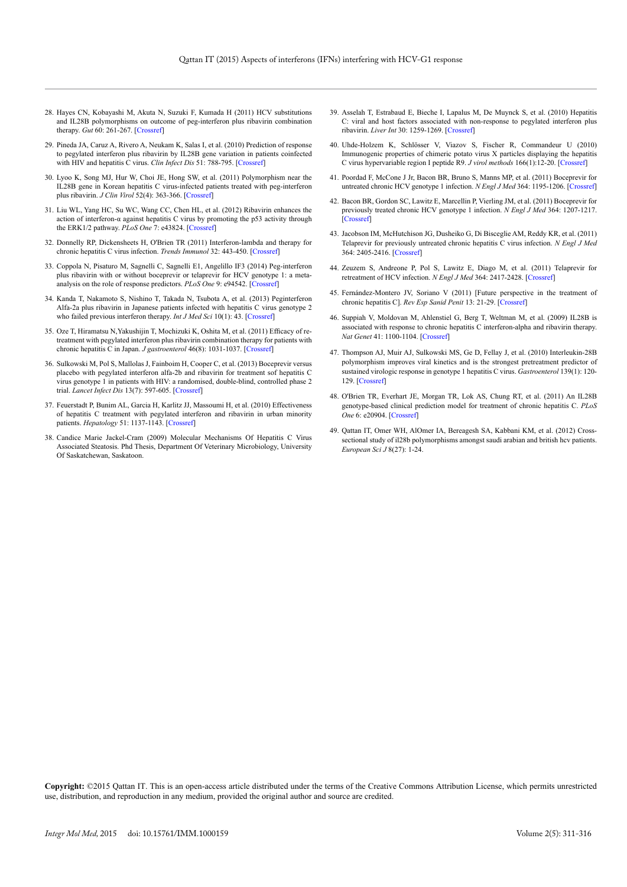28. Hayes CN, Kobayashi M, Akuta N, Suzuki F, Kumada H (2011) HCV substitutions and IL28B polymorphisms on outcome of peg-interferon plus ribavirin combination therapy. *Gut* 60: 261-267. [Crossref]

29. Pineda JA, Caruz A, Rivero A, Neukam K, Salas I, et al. (2010) Prediction of response to pegylated interferon plus ribavirin by IL28B gene variation in patients coinfected with HIV and hepatitis C virus. *Clin Infect Dis* 51: 788-795. [Crossref]

30. Lyoo K, Song MJ, Hur W, Choi JE, Hong SW, et al. (2011) Polymorphism near the IL28B gene in Korean hepatitis C virus-infected patients treated with peg-interferon plus ribavirin. *J Clin Virol* 52(4): 363-366. [Crossref]

31. Liu WL, Yang HC, Su WC, Wang CC, Chen HL, et al. (2012) Ribavirin enhances the action of interferon-α against hepatitis C virus by promoting the p53 activity through the ERK1/2 pathway. *PLoS One* 7: e43824. [Crossref]

32. Donnelly RP, Dickensheets H, O'Brien TR (2011) Interferon-lambda and therapy for chronic hepatitis C virus infection. *Trends Immunol* 32: 443-450. [Crossref]

33. Coppola N, Pisaturo M, Sagnelli C, Sagnelli E1, Angelillo IF3 (2014) Peg-interferon plus ribavirin with or without boceprevir or telaprevir for HCV genotype 1: a meta-analysis on the role of response predictors. *PLoS One* 9: e94542. [Crossref]

34. Kanda T, Nakamoto S, Nishino T, Takada N, Tsubota A, et al. (2013) Peginterferon Alfa-2a plus ribavirin in Japanese patients infected with hepatitis C virus genotype 2 who failed previous interferon therapy. *Int J Med Sci* 10(1): 43. [Crossref]

35. Oze T, Hiramatsu N,Yakushijin T, Mochizuki K, Oshita M, et al. (2011) Efficacy of re-treatment with pegylated interferon plus ribavirin combination therapy for patients with chronic hepatitis C in Japan. *J gastroenterol* 46(8): 1031-1037. [Crossref]

36. Sulkowski M, Pol S, Mallolas J, Fainboim H, Cooper C, et al. (2013) Boceprevir versus placebo with pegylated interferon alfa-2b and ribavirin for treatment sof hepatitis C virus genotype 1 in patients with HIV: a randomised, double-blind, controlled phase 2 trial. *Lancet Infect Dis* 13(7): 597-605. [Crossref]

37. Feuerstadt P, Bunim AL, Garcia H, Karlitz JJ, Massoumi H, et al. (2010) Effectiveness of hepatitis C treatment with pegylated interferon and ribavirin in urban minority patients. *Hepatology* 51: 1137-1143. [Crossref]

38. Candice Marie Jackel-Cram (2009) Molecular Mechanisms Of Hepatitis C Virus Associated Steatosis. Phd Thesis, Department Of Veterinary Microbiology, University Of Saskatchewan, Saskatoon.

39. Asselah T, Estrabaud E, Bieche I, Lapalus M, De Muynck S, et al. (2010) Hepatitis C: viral and host factors associated with non-response to pegylated interferon plus ribavirin. *Liver Int* 30: 1259-1269. [Crossref]

40. Uhde-Holzem K, Schlösser V, Viazov S, Fischer R, Commandeur U (2010) Immunogenic properties of chimeric potato virus X particles displaying the hepatitis C virus hypervariable region I peptide R9. *J virol methods* 166(1):12-20. [Crossref]

41. Poordad F, McCone J Jr, Bacon BR, Bruno S, Manns MP, et al. (2011) Boceprevir for untreated chronic HCV genotype 1 infection. *N Engl J Med* 364: 1195-1206. [Crossref]

42. Bacon BR, Gordon SC, Lawitz E, Marcellin P, Vierling JM, et al. (2011) Boceprevir for previously treated chronic HCV genotype 1 infection. *N Engl J Med* 364: 1207-1217. [Crossref]

43. Jacobson IM, McHutchison JG, Dusheiko G, Di Bisceglie AM, Reddy KR, et al. (2011) Telaprevir for previously untreated chronic hepatitis C virus infection. *N Engl J Med* 364: 2405-2416. [Crossref]

44. Zeuzem S, Andreone P, Pol S, Lawitz E, Diago M, et al. (2011) Telaprevir for retreatment of HCV infection. *N Engl J Med* 364: 2417-2428. [Crossref]

45. Fernández-Montero JV, Soriano V (2011) [Future perspective in the treatment of chronic hepatitis C]. *Rev Esp Sanid Penit* 13: 21-29. [Crossref]

46. Suppiah V, Moldovan M, Ahlenstiel G, Berg T, Weltman M, et al. (2009) IL28B is associated with response to chronic hepatitis C interferon-alpha and ribavirin therapy. *Nat Genet* 41: 1100-1104. [Crossref]

47. Thompson AJ, Muir AJ, Sulkowski MS, Ge D, Fellay J, et al. (2010) Interleukin-28B polymorphism improves viral kinetics and is the strongest pretreatment predictor of sustained virologic response in genotype 1 hepatitis C virus. *Gastroenterol* 139(1): 120-129. [Crossref]

48. O'Brien TR, Everhart JE, Morgan TR, Lok AS, Chung RT, et al. (2011) An IL28B genotype-based clinical prediction model for treatment of chronic hepatitis C. *PLoS One* 6: e20904. [Crossref]

49. Qattan IT, Omer WH, AlOmer IA, Bereagesh SA, Kabbani KM, et al. (2012) Cross-sectional study of il28b polymorphisms amongst saudi arabian and british hcv patients. *European Sci J* 8(27): 1-24.

**Copyright:** ©2015 Qattan IT. This is an open-access article distributed under the terms of the Creative Commons Attribution License, which permits unrestricted use, distribution, and reproduction in any medium, provided the original author and source are credited.